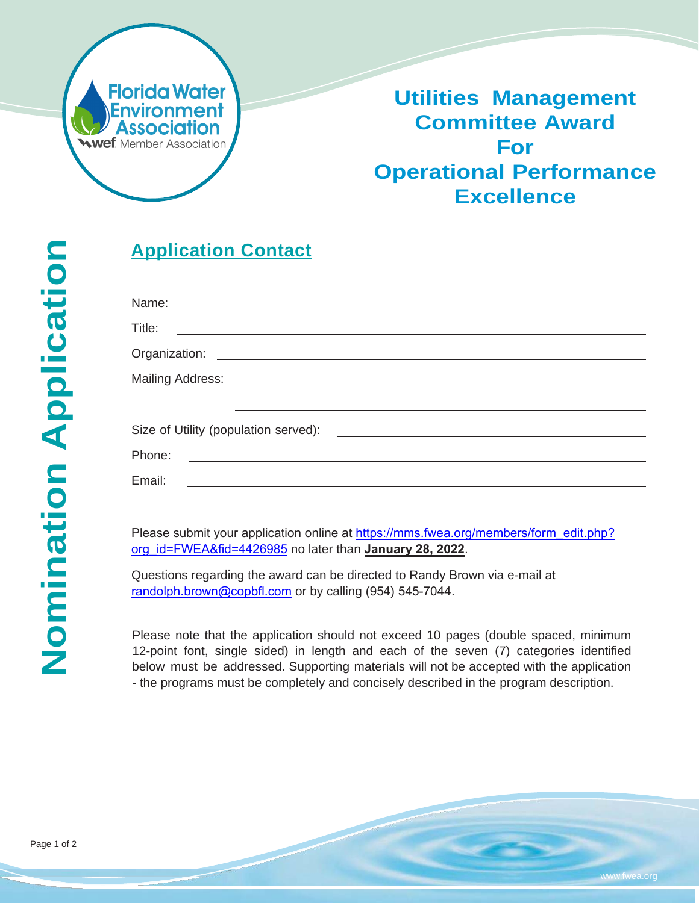Florida Water Environment Association
wef Member Association

# Utilities Management Committee Award For Operational Performance Excellence

**Nomination Application**

## Application Contact

Name: ______________________________

Title: ______________________________

Organization: ______________________________

Mailing Address: ______________________________

______________________________

Size of Utility (population served): ______________________________

Phone: ______________________________

Email: ______________________________

Please submit your application online at https://mms.fwea.org/members/form_edit.php?org_id=FWEA&fid=4426985 no later than **January 28, 2022**.

Questions regarding the award can be directed to Randy Brown via e-mail at randolph.brown@copbfl.com or by calling (954) 545-7044.

Please note that the application should not exceed 10 pages (double spaced, minimum 12-point font, single sided) in length and each of the seven (7) categories identified below must be addressed. Supporting materials will not be accepted with the application - the programs must be completely and concisely described in the program description.

www.fwea.org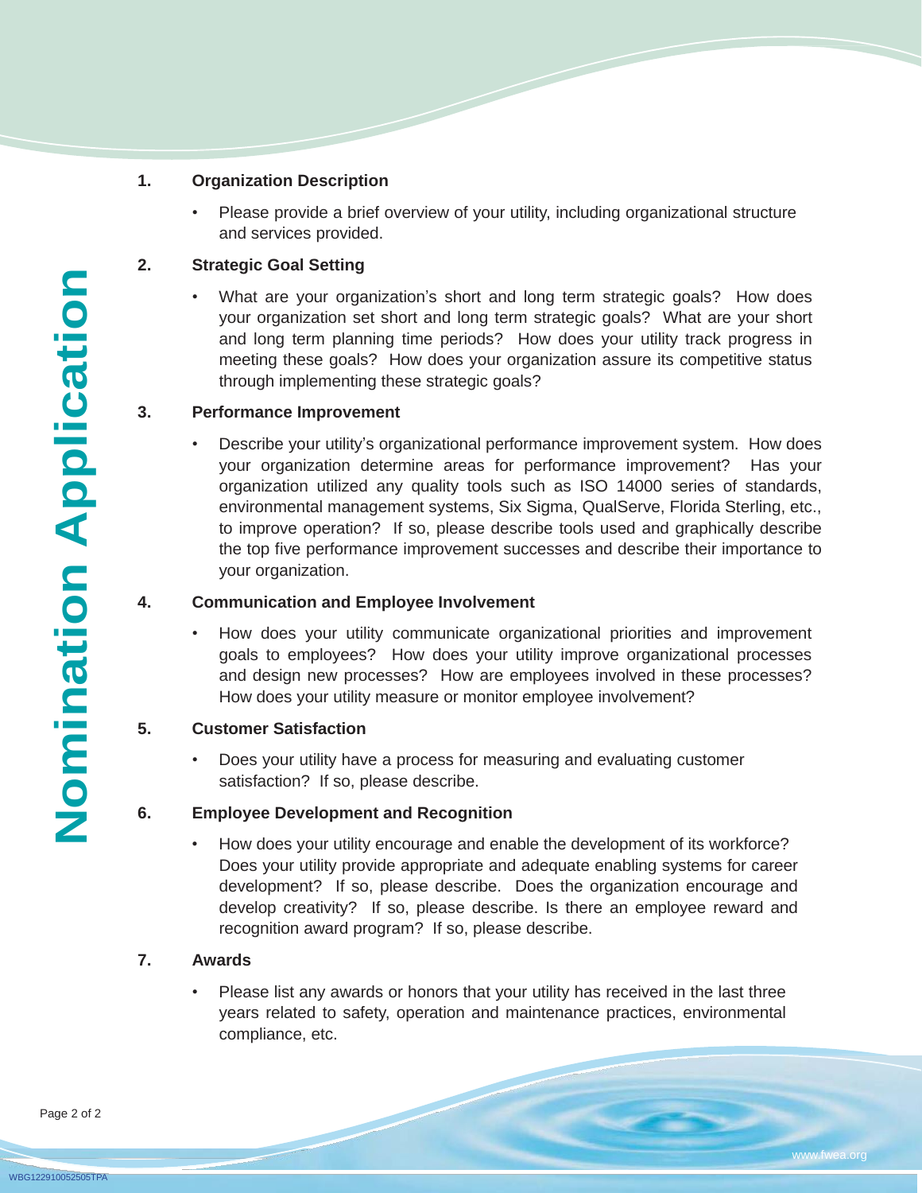# Nomination Application

1. **Organization Description**

   - Please provide a brief overview of your utility, including organizational structure and services provided.

2. **Strategic Goal Setting**

   - What are your organization's short and long term strategic goals? How does your organization set short and long term strategic goals? What are your short and long term planning time periods? How does your utility track progress in meeting these goals? How does your organization assure its competitive status through implementing these strategic goals?

3. **Performance Improvement**

   - Describe your utility's organizational performance improvement system. How does your organization determine areas for performance improvement? Has your organization utilized any quality tools such as ISO 14000 series of standards, environmental management systems, Six Sigma, QualServe, Florida Sterling, etc., to improve operation? If so, please describe tools used and graphically describe the top five performance improvement successes and describe their importance to your organization.

4. **Communication and Employee Involvement**

   - How does your utility communicate organizational priorities and improvement goals to employees? How does your utility improve organizational processes and design new processes? How are employees involved in these processes? How does your utility measure or monitor employee involvement?

5. **Customer Satisfaction**

   - Does your utility have a process for measuring and evaluating customer satisfaction? If so, please describe.

6. **Employee Development and Recognition**

   - How does your utility encourage and enable the development of its workforce? Does your utility provide appropriate and adequate enabling systems for career development? If so, please describe. Does the organization encourage and develop creativity? If so, please describe. Is there an employee reward and recognition award program? If so, please describe.

7. **Awards**

   - Please list any awards or honors that your utility has received in the last three years related to safety, operation and maintenance practices, environmental compliance, etc.

www.fwea.org

WBG122910052505TPA